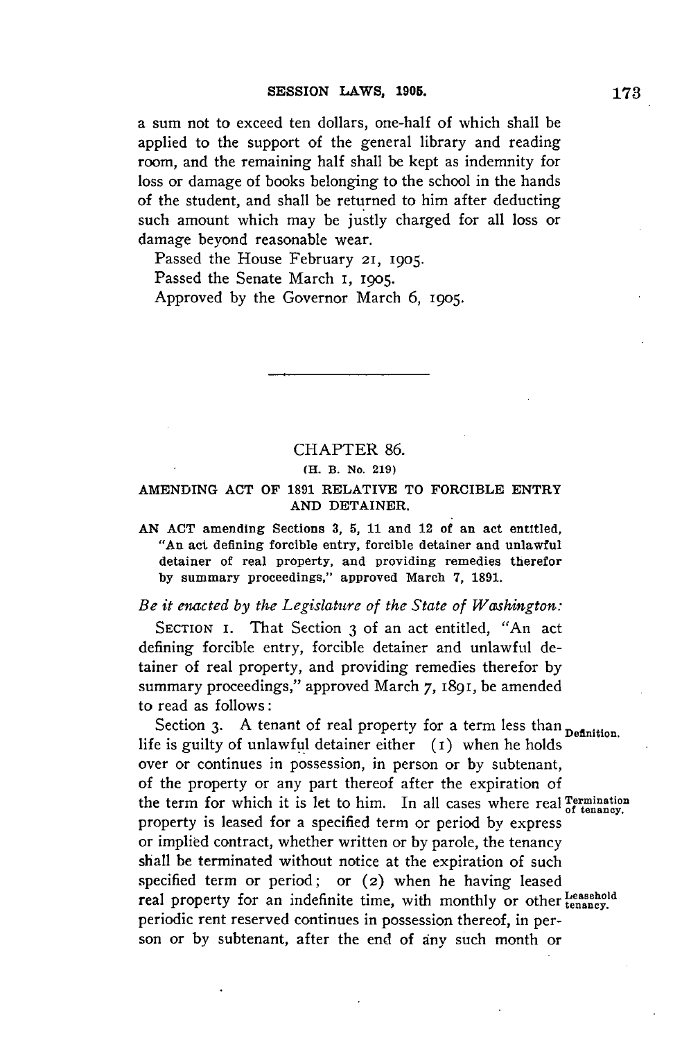a sum not to exceed ten dollars, one-half of which shall be applied to the support of the general library and reading room, and the remaining half shall be kept as indemnity for loss or damage of books belonging to the school in the hands of the student, and shall be returned to him after deducting such amount which may be justly charged for all loss or damage beyond reasonable wear.

Passed the House February 21, 1905.

Passed the Senate March 1, 1905.

Approved by the Governor March 6, 1905.

---

## CHAPTER 86.

(H. B. No. 219)

### AMENDING ACT OF 1891 RELATIVE TO FORCIBLE ENTRY AND DETAINER.

AN ACT amending Sections 3, 5, 11 and 12 of an act entitled, "An act defining forcible entry, forcible detainer and unlawful detainer of real property, and providing remedies therefor by summary proceedings," approved March 7, 1891.

*Be it enacted by the Legislature of the State of Washington:*

SECTION 1. That Section 3 of an act entitled, "An act defining forcible entry, forcible detainer and unlawful detainer of real property, and providing remedies therefor by summary proceedings," approved March 7, 1891, be amended to read as follows:

Definition.

Section 3. A tenant of real property for a term less than life is guilty of unlawful detainer either (1) when he holds over or continues in possession, in person or by subtenant, of the property or any part thereof after the expiration of the term for which it is let to him. In all cases where real property is leased for a specified term or period by express or implied contract, whether written or by parole, the tenancy shall be terminated without notice at the expiration of such specified term or period; or (2) when he having leased real property for an indefinite time, with monthly or other periodic rent reserved continues in possession thereof, in person or by subtenant, after the end of any such month or

Termination of tenancy.

Leasehold tenancy.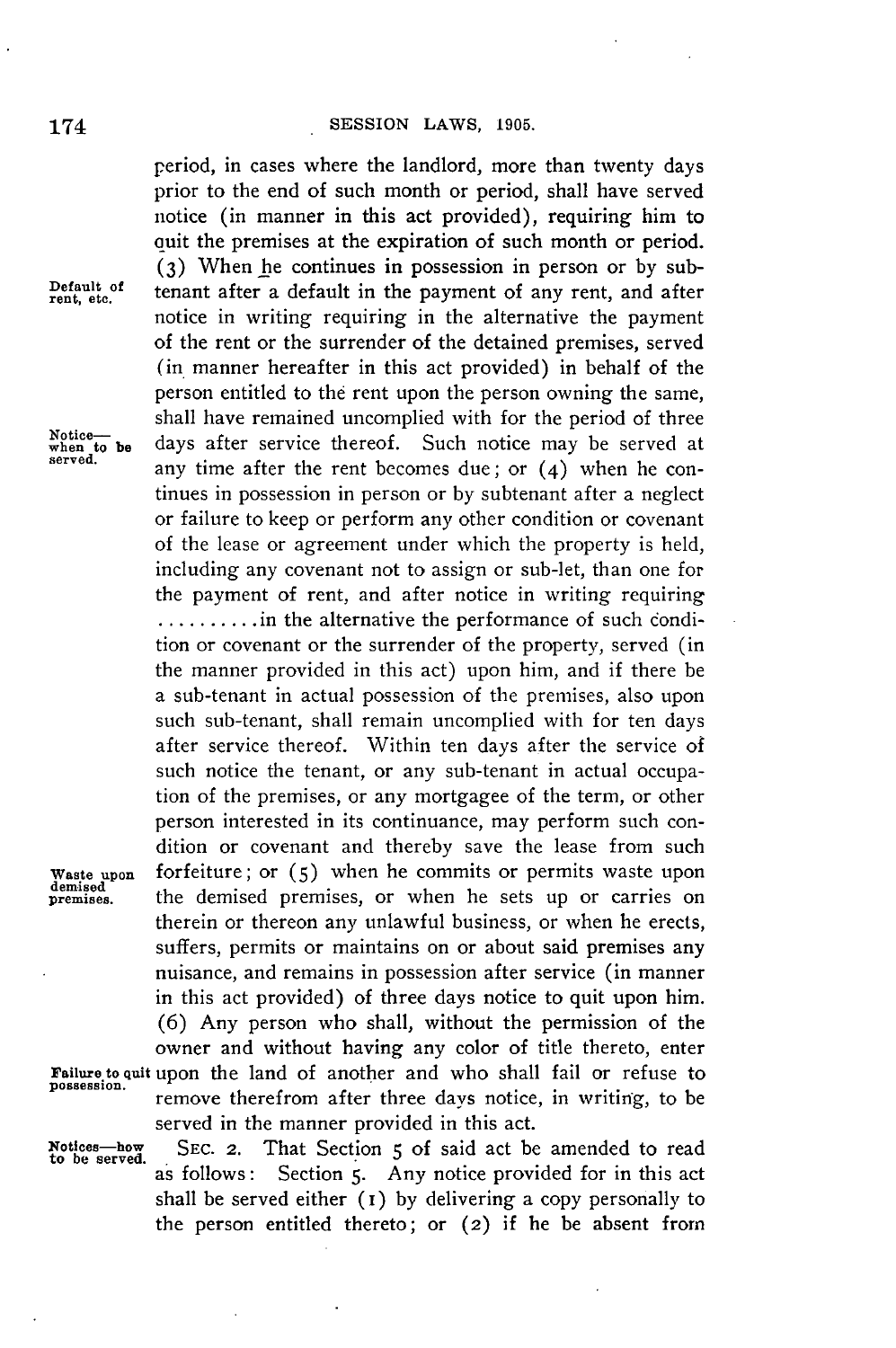period, in cases where the landlord, more than twenty days prior to the end of such month or period, shall have served notice (in manner in this act provided), requiring him to quit the premises at the expiration of such month or period.

Default of rent, etc.

(3) When he continues in possession in person or by subtenant after a default in the payment of any rent, and after notice in writing requiring in the alternative the payment of the rent or the surrender of the detained premises, served (in manner hereafter in this act provided) in behalf of the person entitled to the rent upon the person owning the same, shall have remained uncomplied with for the period of three days after service thereof. Such notice may be served at any time after the rent becomes due; or (4) when he continues in possession in person or by subtenant after a neglect or failure to keep or perform any other condition or covenant of the lease or agreement under which the property is held, including any covenant not to assign or sub-let, than one for the payment of rent, and after notice in writing requiring .......... in the alternative the performance of such condition or covenant or the surrender of the property, served (in the manner provided in this act) upon him, and if there be a sub-tenant in actual possession of the premises, also upon such sub-tenant, shall remain uncomplied with for ten days after service thereof. Within ten days after the service of such notice the tenant, or any sub-tenant in actual occupation of the premises, or any mortgagee of the term, or other person interested in its continuance, may perform such condition or covenant and thereby save the lease from such forfeiture; or (5) when he commits or permits waste upon the demised premises, or when he sets up or carries on therein or thereon any unlawful business, or when he erects, suffers, permits or maintains on or about said premises any nuisance, and remains in possession after service (in manner in this act provided) of three days notice to quit upon him.

Notice—when to be served.

Waste upon demised premises.

(6) Any person who shall, without the permission of the owner and without having any color of title thereto, enter upon the land of another and who shall fail or refuse to remove therefrom after three days notice, in writing, to be served in the manner provided in this act.

Failure to quit possession.

Notices—how to be served.

SEC. 2. That Section 5 of said act be amended to read as follows: Section 5. Any notice provided for in this act shall be served either (1) by delivering a copy personally to the person entitled thereto; or (2) if he be absent from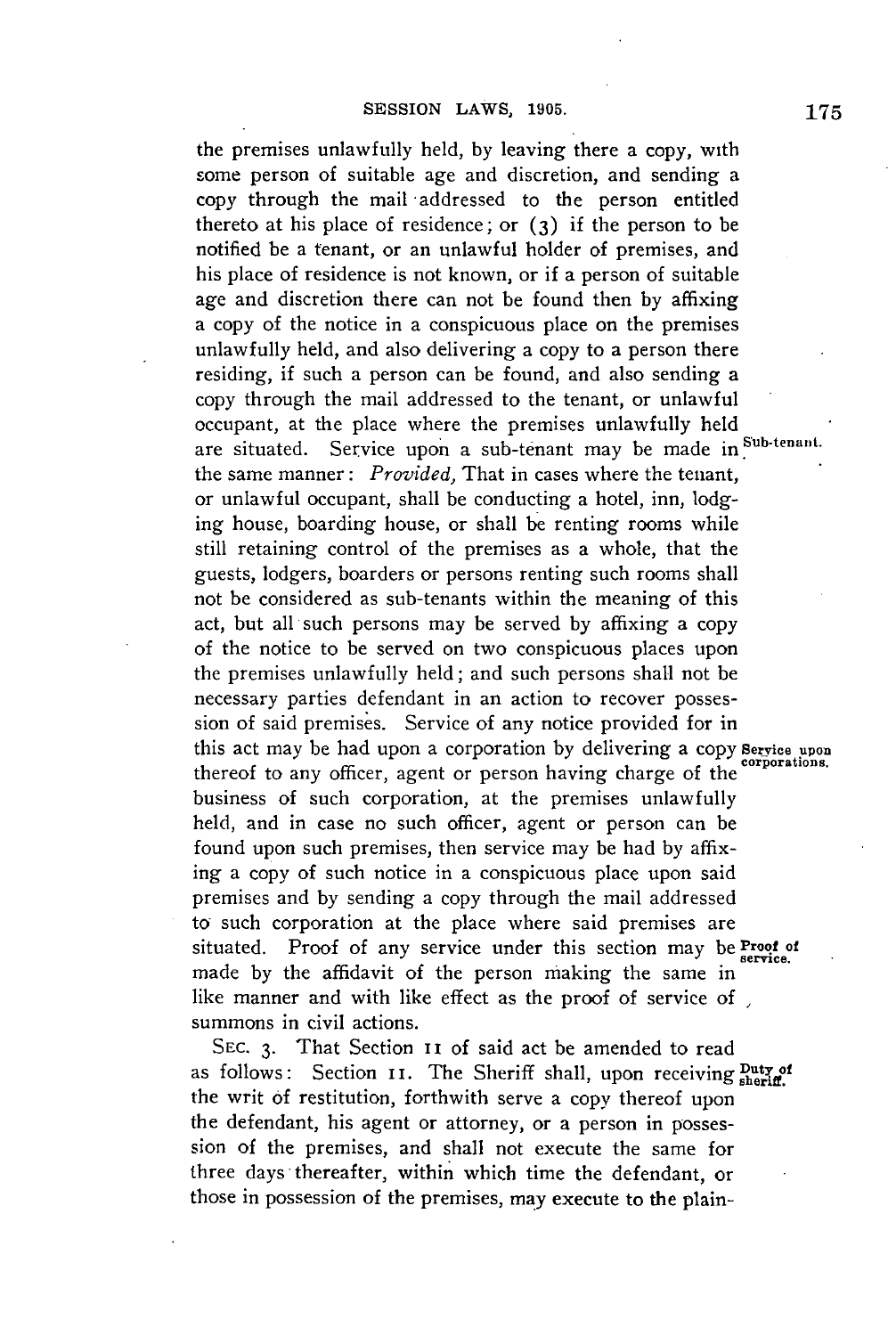the premises unlawfully held, by leaving there a copy, with some person of suitable age and discretion, and sending a copy through the mail addressed to the person entitled thereto at his place of residence; or (3) if the person to be notified be a tenant, or an unlawful holder of premises, and his place of residence is not known, or if a person of suitable age and discretion there can not be found then by affixing a copy of the notice in a conspicuous place on the premises unlawfully held, and also delivering a copy to a person there residing, if such a person can be found, and also sending a copy through the mail addressed to the tenant, or unlawful occupant, at the place where the premises unlawfully held are situated. Service upon a sub-tenant may be made in the same manner: *Provided,* That in cases where the tenant, or unlawful occupant, shall be conducting a hotel, inn, lodging house, boarding house, or shall be renting rooms while still retaining control of the premises as a whole, that the guests, lodgers, boarders or persons renting such rooms shall not be considered as sub-tenants within the meaning of this act, but all such persons may be served by affixing a copy of the notice to be served on two conspicuous places upon the premises unlawfully held; and such persons shall not be necessary parties defendant in an action to recover possession of said premises. Service of any notice provided for in this act may be had upon a corporation by delivering a copy thereof to any officer, agent or person having charge of the business of such corporation, at the premises unlawfully held, and in case no such officer, agent or person can be found upon such premises, then service may be had by affixing a copy of such notice in a conspicuous place upon said premises and by sending a copy through the mail addressed to such corporation at the place where said premises are situated. Proof of any service under this section may be made by the affidavit of the person making the same in like manner and with like effect as the proof of service of summons in civil actions.

Sub-tenant.

Service upon corporations.

Proof of service.

SEC. 3. That Section 11 of said act be amended to read as follows: Section 11. The Sheriff shall, upon receiving the writ of restitution, forthwith serve a copy thereof upon the defendant, his agent or attorney, or a person in possession of the premises, and shall not execute the same for three days thereafter, within which time the defendant, or those in possession of the premises, may execute to the plain-

Duty of sheriff.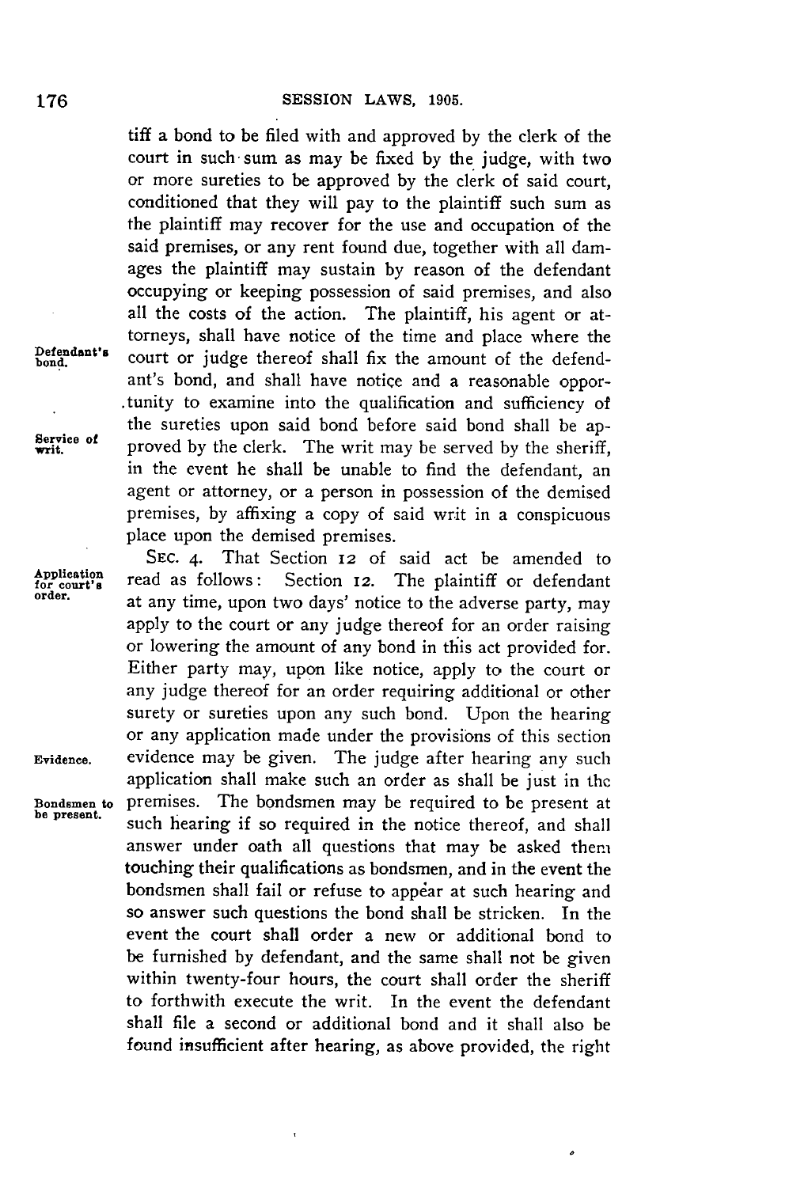tiff a bond to be filed with and approved by the clerk of the court in such sum as may be fixed by the judge, with two or more sureties to be approved by the clerk of said court, conditioned that they will pay to the plaintiff such sum as the plaintiff may recover for the use and occupation of the said premises, or any rent found due, together with all damages the plaintiff may sustain by reason of the defendant occupying or keeping possession of said premises, and also all the costs of the action. The plaintiff, his agent or attorneys, shall have notice of the time and place where the court or judge thereof shall fix the amount of the defendant's bond, and shall have notice and a reasonable opportunity to examine into the qualification and sufficiency of the sureties upon said bond before said bond shall be approved by the clerk. The writ may be served by the sheriff, in the event he shall be unable to find the defendant, an agent or attorney, or a person in possession of the demised premises, by affixing a copy of said writ in a conspicuous place upon the demised premises.

Defendant's bond.

Service of writ.

SEC. 4. That Section 12 of said act be amended to read as follows: Section 12. The plaintiff or defendant at any time, upon two days' notice to the adverse party, may apply to the court or any judge thereof for an order raising or lowering the amount of any bond in this act provided for. Either party may, upon like notice, apply to the court or any judge thereof for an order requiring additional or other surety or sureties upon any such bond. Upon the hearing or any application made under the provisions of this section evidence may be given. The judge after hearing any such application shall make such an order as shall be just in the premises. The bondsmen may be required to be present at such hearing if so required in the notice thereof, and shall answer under oath all questions that may be asked them touching their qualifications as bondsmen, and in the event the bondsmen shall fail or refuse to appear at such hearing and so answer such questions the bond shall be stricken. In the event the court shall order a new or additional bond to be furnished by defendant, and the same shall not be given within twenty-four hours, the court shall order the sheriff to forthwith execute the writ. In the event the defendant shall file a second or additional bond and it shall also be found insufficient after hearing, as above provided, the right

Application for court's order.

Evidence.

Bondsmen to be present.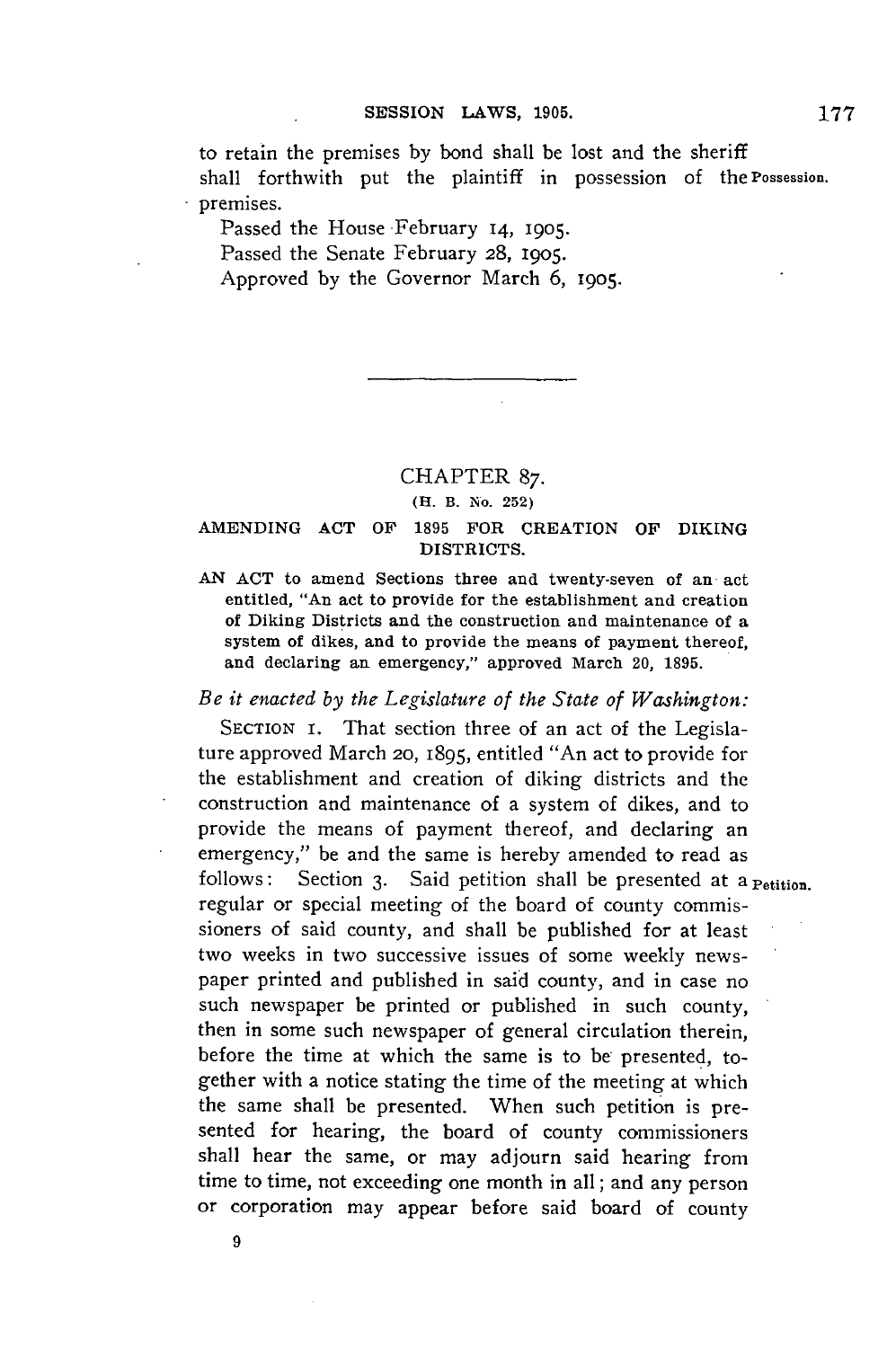to retain the premises by bond shall be lost and the sheriff shall forthwith put the plaintiff in possession of the premises.

Passed the House February 14, 1905.

Passed the Senate February 28, 1905.

Approved by the Governor March 6, 1905.

---

## CHAPTER 87.

(H. B. No. 252)

### AMENDING ACT OF 1895 FOR CREATION OF DIKING DISTRICTS.

AN ACT to amend Sections three and twenty-seven of an act entitled, "An act to provide for the establishment and creation of Diking Districts and the construction and maintenance of a system of dikes, and to provide the means of payment thereof, and declaring an emergency," approved March 20, 1895.

*Be it enacted by the Legislature of the State of Washington:*

SECTION 1. That section three of an act of the Legislature approved March 20, 1895, entitled "An act to provide for the establishment and creation of diking districts and the construction and maintenance of a system of dikes, and to provide the means of payment thereof, and declaring an emergency," be and the same is hereby amended to read as follows: Section 3. Said petition shall be presented at a regular or special meeting of the board of county commissioners of said county, and shall be published for at least two weeks in two successive issues of some weekly newspaper printed and published in said county, and in case no such newspaper be printed or published in such county, then in some such newspaper of general circulation therein, before the time at which the same is to be presented, together with a notice stating the time of the meeting at which the same shall be presented. When such petition is presented for hearing, the board of county commissioners shall hear the same, or may adjourn said hearing from time to time, not exceeding one month in all; and any person or corporation may appear before said board of county